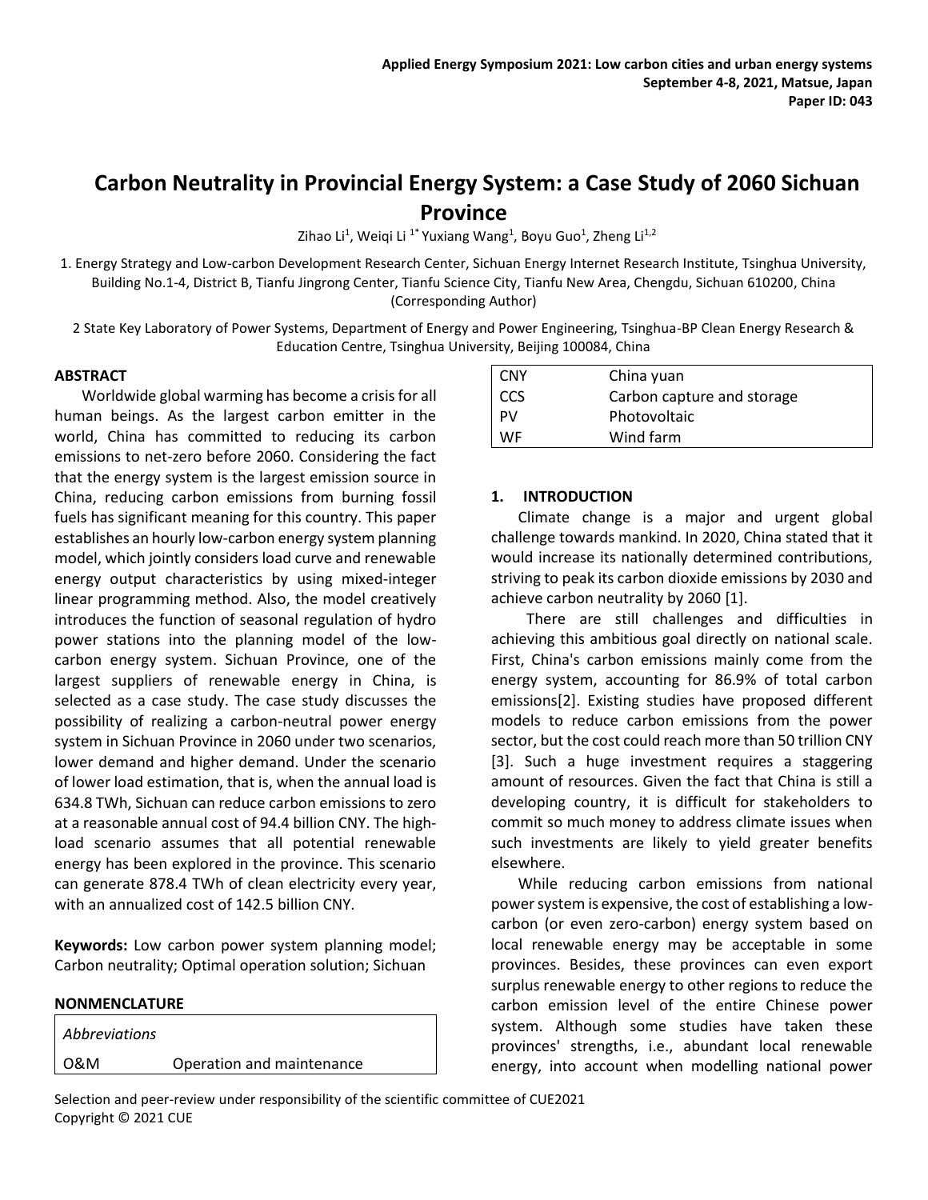# Carbon Neutrality in Provincial Energy System: a Case Study of 2060 Sichuan Province

Zihao Li[1], Weiqi Li [1*] Yuxiang Wang[1], Boyu Guo[1], Zheng Li[1,2]

1. Energy Strategy and Low-carbon Development Research Center, Sichuan Energy Internet Research Institute, Tsinghua University, Building No.1-4, District B, Tianfu Jingrong Center, Tianfu Science City, Tianfu New Area, Chengdu, Sichuan 610200, China (Corresponding Author)

2 State Key Laboratory of Power Systems, Department of Energy and Power Engineering, Tsinghua-BP Clean Energy Research & Education Centre, Tsinghua University, Beijing 100084, China

## ABSTRACT

Worldwide global warming has become a crisis for all human beings. As the largest carbon emitter in the world, China has committed to reducing its carbon emissions to net-zero before 2060. Considering the fact that the energy system is the largest emission source in China, reducing carbon emissions from burning fossil fuels has significant meaning for this country. This paper establishes an hourly low-carbon energy system planning model, which jointly considers load curve and renewable energy output characteristics by using mixed-integer linear programming method. Also, the model creatively introduces the function of seasonal regulation of hydro power stations into the planning model of the low-carbon energy system. Sichuan Province, one of the largest suppliers of renewable energy in China, is selected as a case study. The case study discusses the possibility of realizing a carbon-neutral power energy system in Sichuan Province in 2060 under two scenarios, lower demand and higher demand. Under the scenario of lower load estimation, that is, when the annual load is 634.8 TWh, Sichuan can reduce carbon emissions to zero at a reasonable annual cost of 94.4 billion CNY. The high-load scenario assumes that all potential renewable energy has been explored in the province. This scenario can generate 878.4 TWh of clean electricity every year, with an annualized cost of 142.5 billion CNY.

**Keywords:** Low carbon power system planning model; Carbon neutrality; Optimal operation solution; Sichuan

## NONMENCLATURE

| *Abbreviations* | |
|---|---|
| O&M | Operation and maintenance |
| CNY | China yuan |
| CCS | Carbon capture and storage |
| PV | Photovoltaic |
| WF | Wind farm |

## 1. INTRODUCTION

Climate change is a major and urgent global challenge towards mankind. In 2020, China stated that it would increase its nationally determined contributions, striving to peak its carbon dioxide emissions by 2030 and achieve carbon neutrality by 2060 [1].

There are still challenges and difficulties in achieving this ambitious goal directly on national scale. First, China's carbon emissions mainly come from the energy system, accounting for 86.9% of total carbon emissions[2]. Existing studies have proposed different models to reduce carbon emissions from the power sector, but the cost could reach more than 50 trillion CNY [3]. Such a huge investment requires a staggering amount of resources. Given the fact that China is still a developing country, it is difficult for stakeholders to commit so much money to address climate issues when such investments are likely to yield greater benefits elsewhere.

While reducing carbon emissions from national power system is expensive, the cost of establishing a low-carbon (or even zero-carbon) energy system based on local renewable energy may be acceptable in some provinces. Besides, these provinces can even export surplus renewable energy to other regions to reduce the carbon emission level of the entire Chinese power system. Although some studies have taken these provinces' strengths, i.e., abundant local renewable energy, into account when modelling national power

Selection and peer-review under responsibility of the scientific committee of CUE2021
Copyright © 2021 CUE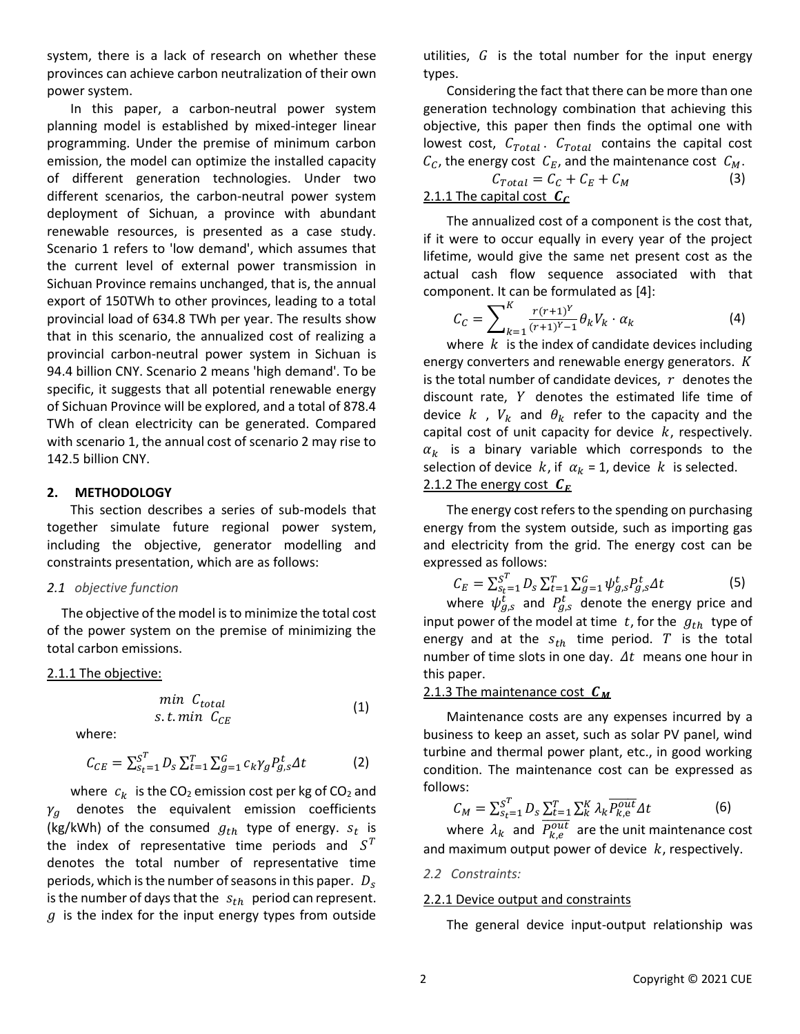system, there is a lack of research on whether these provinces can achieve carbon neutralization of their own power system.

In this paper, a carbon-neutral power system planning model is established by mixed-integer linear programming. Under the premise of minimum carbon emission, the model can optimize the installed capacity of different generation technologies. Under two different scenarios, the carbon-neutral power system deployment of Sichuan, a province with abundant renewable resources, is presented as a case study. Scenario 1 refers to 'low demand', which assumes that the current level of external power transmission in Sichuan Province remains unchanged, that is, the annual export of 150TWh to other provinces, leading to a total provincial load of 634.8 TWh per year. The results show that in this scenario, the annualized cost of realizing a provincial carbon-neutral power system in Sichuan is 94.4 billion CNY. Scenario 2 means 'high demand'. To be specific, it suggests that all potential renewable energy of Sichuan Province will be explored, and a total of 878.4 TWh of clean electricity can be generated. Compared with scenario 1, the annual cost of scenario 2 may rise to 142.5 billion CNY.

## 2. METHODOLOGY

This section describes a series of sub-models that together simulate future regional power system, including the objective, generator modelling and constraints presentation, which are as follows:

### *2.1 objective function*

The objective of the model is to minimize the total cost of the power system on the premise of minimizing the total carbon emissions.

#### 2.1.1 The objective:

$$\begin{gathered} \min\ C_{total} \\ s.t. \min\ C_{CE} \end{gathered} \tag{1}$$

where:

$$C_{CE} = \sum_{s_t=1}^{S^T} D_s \sum_{t=1}^{T} \sum_{g=1}^{G} c_k \gamma_g P_{g,s}^t \Delta t \tag{2}$$

where $c_k$ is the $CO_2$ emission cost per kg of $CO_2$ and $\gamma_g$ denotes the equivalent emission coefficients (kg/kWh) of the consumed $g_{th}$ type of energy. $s_t$ is the index of representative time periods and $S^T$ denotes the total number of representative time periods, which is the number of seasons in this paper. $D_s$ is the number of days that the $s_{th}$ period can represent. $g$ is the index for the input energy types from outside utilities, $G$ is the total number for the input energy types.

Considering the fact that there can be more than one generation technology combination that achieving this objective, this paper then finds the optimal one with lowest cost, $C_{Total}$. $C_{Total}$ contains the capital cost $C_C$, the energy cost $C_E$, and the maintenance cost $C_M$.

$$C_{Total} = C_C + C_E + C_M \tag{3}$$

#### 2.1.1 The capital cost $C_C$

The annualized cost of a component is the cost that, if it were to occur equally in every year of the project lifetime, would give the same net present cost as the actual cash flow sequence associated with that component. It can be formulated as [4]:

$$C_C = \sum_{k=1}^{K} \frac{r(r+1)^Y}{(r+1)^Y - 1} \theta_k V_k \cdot \alpha_k \tag{4}$$

where $k$ is the index of candidate devices including energy converters and renewable energy generators. $K$ is the total number of candidate devices, $r$ denotes the discount rate, $Y$ denotes the estimated life time of device $k$, $V_k$ and $\theta_k$ refer to the capacity and the capital cost of unit capacity for device $k$, respectively. $\alpha_k$ is a binary variable which corresponds to the selection of device $k$, if $\alpha_k$ = 1, device $k$ is selected.

#### 2.1.2 The energy cost $C_E$

The energy cost refers to the spending on purchasing energy from the system outside, such as importing gas and electricity from the grid. The energy cost can be expressed as follows:

$$C_E = \sum_{s_t=1}^{S^T} D_s \sum_{t=1}^{T} \sum_{g=1}^{G} \psi_{g,s}^t P_{g,s}^t \Delta t \tag{5}$$

where $\psi_{g,s}^t$ and $P_{g,s}^t$ denote the energy price and input power of the model at time $t$, for the $g_{th}$ type of energy and at the $s_{th}$ time period. $T$ is the total number of time slots in one day. $\Delta t$ means one hour in this paper.

#### 2.1.3 The maintenance cost $C_M$

Maintenance costs are any expenses incurred by a business to keep an asset, such as solar PV panel, wind turbine and thermal power plant, etc., in good working condition. The maintenance cost can be expressed as follows:

$$C_M = \sum_{s_t=1}^{S^T} D_s \sum_{t=1}^{T} \sum_{k}^{K} \lambda_k \overline{P_{k,e}^{out}} \Delta t \tag{6}$$

where $\lambda_k$ and $\overline{P_{k,e}^{out}}$ are the unit maintenance cost and maximum output power of device $k$, respectively.

### *2.2 Constraints:*

#### 2.2.1 Device output and constraints

The general device input-output relationship was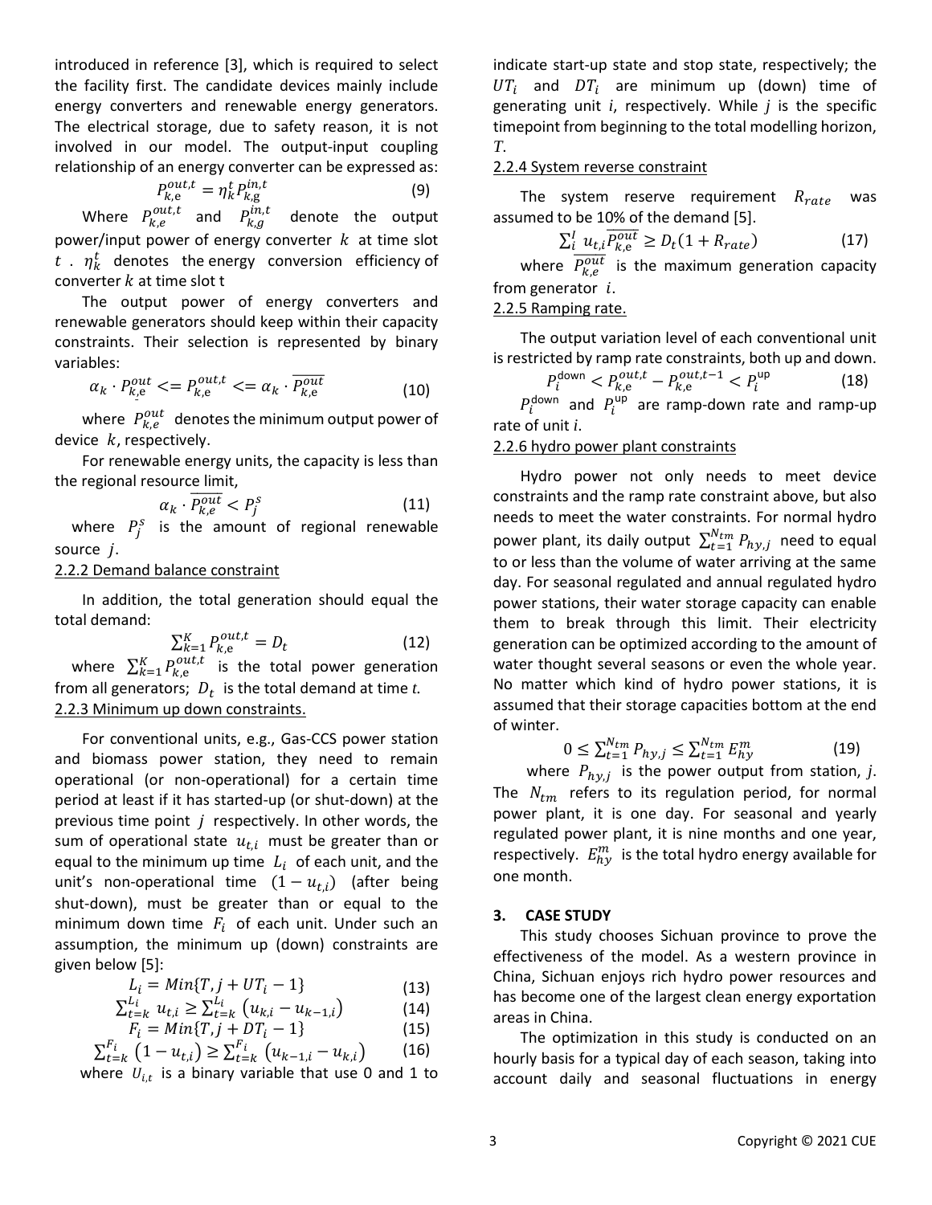introduced in reference [3], which is required to select the facility first. The candidate devices mainly include energy converters and renewable energy generators. The electrical storage, due to safety reason, it is not involved in our model. The output-input coupling relationship of an energy converter can be expressed as:

$$P_{k,\mathrm{e}}^{out,t} = \eta_k^t P_{k,\mathrm{g}}^{in,t} \tag{9}$$

Where $P_{k,e}^{out,t}$ and $P_{k,g}^{in,t}$ denote the output power/input power of energy converter $k$ at time slot $t$. $\eta_k^t$ denotes the energy conversion efficiency of converter $k$ at time slot t

The output power of energy converters and renewable generators should keep within their capacity constraints. Their selection is represented by binary variables:

$$\alpha_k \cdot \underline{P_{k,\mathrm{e}}^{out}} <= P_{k,\mathrm{e}}^{out,t} <= \alpha_k \cdot \overline{P_{k,\mathrm{e}}^{out}} \tag{10}$$

where $P_{k,e}^{out}$ denotes the minimum output power of device $k$, respectively.

For renewable energy units, the capacity is less than the regional resource limit,

$$\alpha_k \cdot \overline{P_{k,\mathrm{e}}^{out}} < P_j^s \tag{11}$$

where $P_j^s$ is the amount of regional renewable source $j$.

2.2.2 Demand balance constraint

In addition, the total generation should equal the total demand:

$$\sum_{k=1}^{K} P_{k,\mathrm{e}}^{out,t} = D_t \tag{12}$$

where $\sum_{k=1}^{K} P_{k,\mathrm{e}}^{out,t}$ is the total power generation from all generators; $D_t$ is the total demand at time *t*.

2.2.3 Minimum up down constraints.

For conventional units, e.g., Gas-CCS power station and biomass power station, they need to remain operational (or non-operational) for a certain time period at least if it has started-up (or shut-down) at the previous time point $j$ respectively. In other words, the sum of operational state $u_{t,i}$ must be greater than or equal to the minimum up time $L_i$ of each unit, and the unit's non-operational time $(1 - u_{t,i})$ (after being shut-down), must be greater than or equal to the minimum down time $F_i$ of each unit. Under such an assumption, the minimum up (down) constraints are given below [5]:

$$L_i = Min\{T, j + UT_i - 1\} \tag{13}$$

$$\sum_{t=k}^{L_i} u_{t,i} \geq \sum_{t=k}^{L_i} \left(u_{k,i} - u_{k-1,i}\right) \tag{14}$$

$$F_i = Min\{T, j + DT_i - 1\} \tag{15}$$

$$\sum_{t=k}^{F_i} \left(1 - u_{t,i}\right) \geq \sum_{t=k}^{F_i} \left(u_{k-1,i} - u_{k,i}\right) \tag{16}$$

where $U_{i,t}$ is a binary variable that use 0 and 1 to indicate start-up state and stop state, respectively; the $UT_i$ and $DT_i$ are minimum up (down) time of generating unit *i*, respectively. While *j* is the specific timepoint from beginning to the total modelling horizon, *T*.

2.2.4 System reverse constraint

The system reserve requirement $R_{rate}$ was assumed to be 10% of the demand [5].

$$\sum_i^I u_{t,i} \overline{P_{k,\mathrm{e}}^{out}} \geq D_t (1 + R_{rate}) \tag{17}$$

where $\overline{P_{k,e}^{out}}$ is the maximum generation capacity from generator $i$.

2.2.5 Ramping rate.

The output variation level of each conventional unit is restricted by ramp rate constraints, both up and down.

$$P_i^{\mathrm{down}} < P_{k,\mathrm{e}}^{out,t} - P_{k,\mathrm{e}}^{out,t-1} < P_i^{\mathrm{up}} \tag{18}$$

$P_i^{\mathrm{down}}$ and $P_i^{\mathrm{up}}$ are ramp-down rate and ramp-up rate of unit *i*.

2.2.6 hydro power plant constraints

Hydro power not only needs to meet device constraints and the ramp rate constraint above, but also needs to meet the water constraints. For normal hydro power plant, its daily output $\sum_{t=1}^{N_{tm}} P_{hy,j}$ need to equal to or less than the volume of water arriving at the same day. For seasonal regulated and annual regulated hydro power stations, their water storage capacity can enable them to break through this limit. Their electricity generation can be optimized according to the amount of water thought several seasons or even the whole year. No matter which kind of hydro power stations, it is assumed that their storage capacities bottom at the end of winter.

$$0 \leq \sum_{t=1}^{N_{tm}} P_{hy,j} \leq \sum_{t=1}^{N_{tm}} E_{hy}^{m} \tag{19}$$

where $P_{hy,j}$ is the power output from station, *j*. The $N_{tm}$ refers to its regulation period, for normal power plant, it is one day. For seasonal and yearly regulated power plant, it is nine months and one year, respectively. $E_{hy}^{m}$ is the total hydro energy available for one month.

## 3. CASE STUDY

This study chooses Sichuan province to prove the effectiveness of the model. As a western province in China, Sichuan enjoys rich hydro power resources and has become one of the largest clean energy exportation areas in China.

The optimization in this study is conducted on an hourly basis for a typical day of each season, taking into account daily and seasonal fluctuations in energy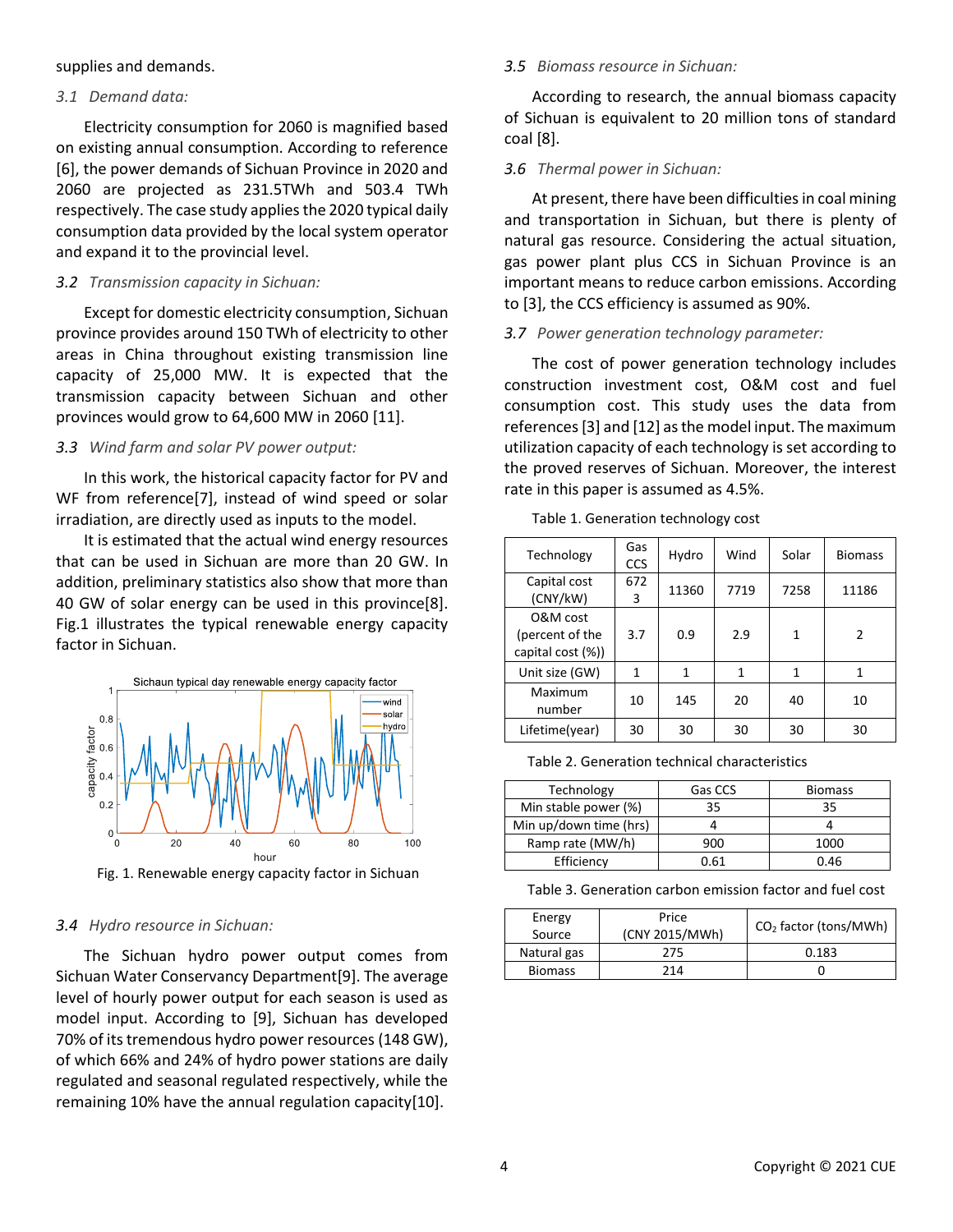supplies and demands.

### *3.1 Demand data:*

Electricity consumption for 2060 is magnified based on existing annual consumption. According to reference [6], the power demands of Sichuan Province in 2020 and 2060 are projected as 231.5TWh and 503.4 TWh respectively. The case study applies the 2020 typical daily consumption data provided by the local system operator and expand it to the provincial level.

### *3.2 Transmission capacity in Sichuan:*

Except for domestic electricity consumption, Sichuan province provides around 150 TWh of electricity to other areas in China throughout existing transmission line capacity of 25,000 MW. It is expected that the transmission capacity between Sichuan and other provinces would grow to 64,600 MW in 2060 [11].

### *3.3 Wind farm and solar PV power output:*

In this work, the historical capacity factor for PV and WF from reference[7], instead of wind speed or solar irradiation, are directly used as inputs to the model.

It is estimated that the actual wind energy resources that can be used in Sichuan are more than 20 GW. In addition, preliminary statistics also show that more than 40 GW of solar energy can be used in this province[8]. Fig.1 illustrates the typical renewable energy capacity factor in Sichuan.

Fig. 1. Renewable energy capacity factor in Sichuan

### *3.4 Hydro resource in Sichuan:*

The Sichuan hydro power output comes from Sichuan Water Conservancy Department[9]. The average level of hourly power output for each season is used as model input. According to [9], Sichuan has developed 70% of its tremendous hydro power resources (148 GW), of which 66% and 24% of hydro power stations are daily regulated and seasonal regulated respectively, while the remaining 10% have the annual regulation capacity[10].

### *3.5 Biomass resource in Sichuan:*

According to research, the annual biomass capacity of Sichuan is equivalent to 20 million tons of standard coal [8].

### *3.6 Thermal power in Sichuan:*

At present, there have been difficulties in coal mining and transportation in Sichuan, but there is plenty of natural gas resource. Considering the actual situation, gas power plant plus CCS in Sichuan Province is an important means to reduce carbon emissions. According to [3], the CCS efficiency is assumed as 90%.

### *3.7 Power generation technology parameter:*

The cost of power generation technology includes construction investment cost, O&M cost and fuel consumption cost. This study uses the data from references [3] and [12] as the model input. The maximum utilization capacity of each technology is set according to the proved reserves of Sichuan. Moreover, the interest rate in this paper is assumed as 4.5%.

Table 1. Generation technology cost

| Technology | Gas CCS | Hydro | Wind | Solar | Biomass |
|---|---|---|---|---|---|
| Capital cost (CNY/kW) | 6723 | 11360 | 7719 | 7258 | 11186 |
| O&M cost (percent of the capital cost (%)) | 3.7 | 0.9 | 2.9 | 1 | 2 |
| Unit size (GW) | 1 | 1 | 1 | 1 | 1 |
| Maximum number | 10 | 145 | 20 | 40 | 10 |
| Lifetime(year) | 30 | 30 | 30 | 30 | 30 |

Table 2. Generation technical characteristics

| Technology | Gas CCS | Biomass |
|---|---|---|
| Min stable power (%) | 35 | 35 |
| Min up/down time (hrs) | 4 | 4 |
| Ramp rate (MW/h) | 900 | 1000 |
| Efficiency | 0.61 | 0.46 |

Table 3. Generation carbon emission factor and fuel cost

| Energy Source | Price (CNY 2015/MWh) | $CO_2$ factor (tons/MWh) |
|---|---|---|
| Natural gas | 275 | 0.183 |
| Biomass | 214 | 0 |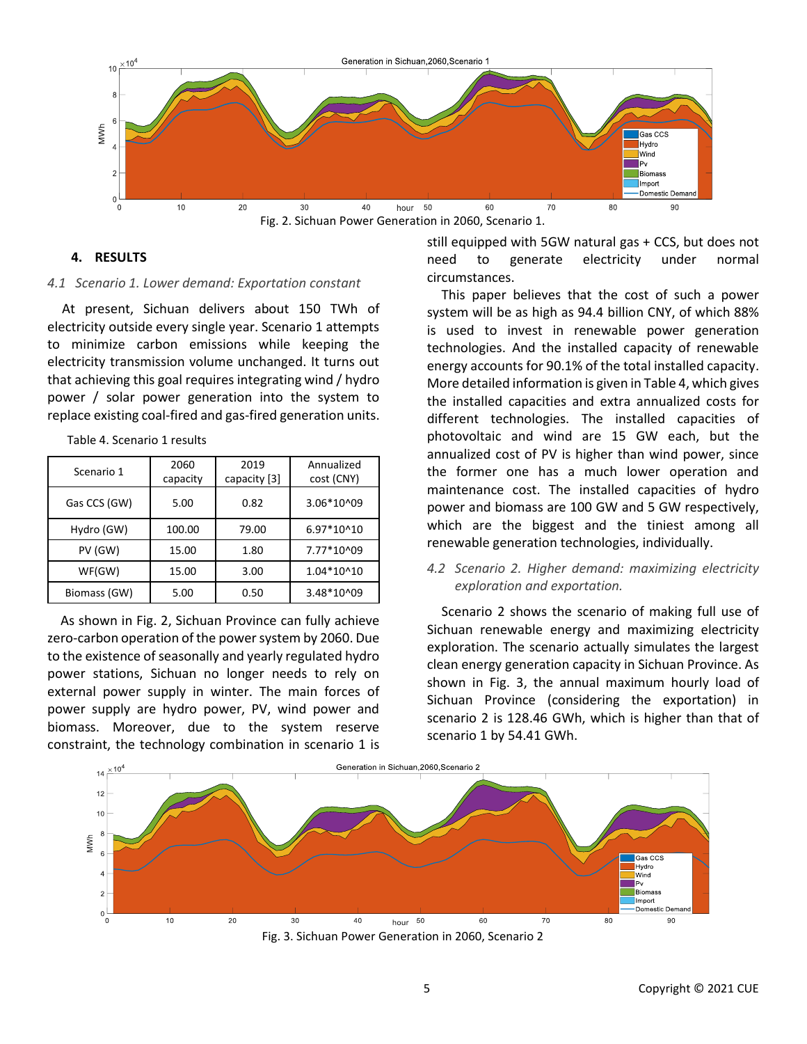Fig. 2. Sichuan Power Generation in 2060, Scenario 1.

## 4. RESULTS

### *4.1 Scenario 1. Lower demand: Exportation constant*

At present, Sichuan delivers about 150 TWh of electricity outside every single year. Scenario 1 attempts to minimize carbon emissions while keeping the electricity transmission volume unchanged. It turns out that achieving this goal requires integrating wind / hydro power / solar power generation into the system to replace existing coal-fired and gas-fired generation units.

Table 4. Scenario 1 results

| Scenario 1 | 2060 capacity | 2019 capacity [3] | Annualized cost (CNY) |
|---|---|---|---|
| Gas CCS (GW) | 5.00 | 0.82 | 3.06*10^09 |
| Hydro (GW) | 100.00 | 79.00 | 6.97*10^10 |
| PV (GW) | 15.00 | 1.80 | 7.77*10^09 |
| WF(GW) | 15.00 | 3.00 | 1.04*10^10 |
| Biomass (GW) | 5.00 | 0.50 | 3.48*10^09 |

As shown in Fig. 2, Sichuan Province can fully achieve zero-carbon operation of the power system by 2060. Due to the existence of seasonally and yearly regulated hydro power stations, Sichuan no longer needs to rely on external power supply in winter. The main forces of power supply are hydro power, PV, wind power and biomass. Moreover, due to the system reserve constraint, the technology combination in scenario 1 is still equipped with 5GW natural gas + CCS, but does not need to generate electricity under normal circumstances.

This paper believes that the cost of such a power system will be as high as 94.4 billion CNY, of which 88% is used to invest in renewable power generation technologies. And the installed capacity of renewable energy accounts for 90.1% of the total installed capacity. More detailed information is given in Table 4, which gives the installed capacities and extra annualized costs for different technologies. The installed capacities of photovoltaic and wind are 15 GW each, but the annualized cost of PV is higher than wind power, since the former one has a much lower operation and maintenance cost. The installed capacities of hydro power and biomass are 100 GW and 5 GW respectively, which are the biggest and the tiniest among all renewable generation technologies, individually.

### *4.2 Scenario 2. Higher demand: maximizing electricity exploration and exportation.*

Scenario 2 shows the scenario of making full use of Sichuan renewable energy and maximizing electricity exploration. The scenario actually simulates the largest clean energy generation capacity in Sichuan Province. As shown in Fig. 3, the annual maximum hourly load of Sichuan Province (considering the exportation) in scenario 2 is 128.46 GWh, which is higher than that of scenario 1 by 54.41 GWh.

Fig. 3. Sichuan Power Generation in 2060, Scenario 2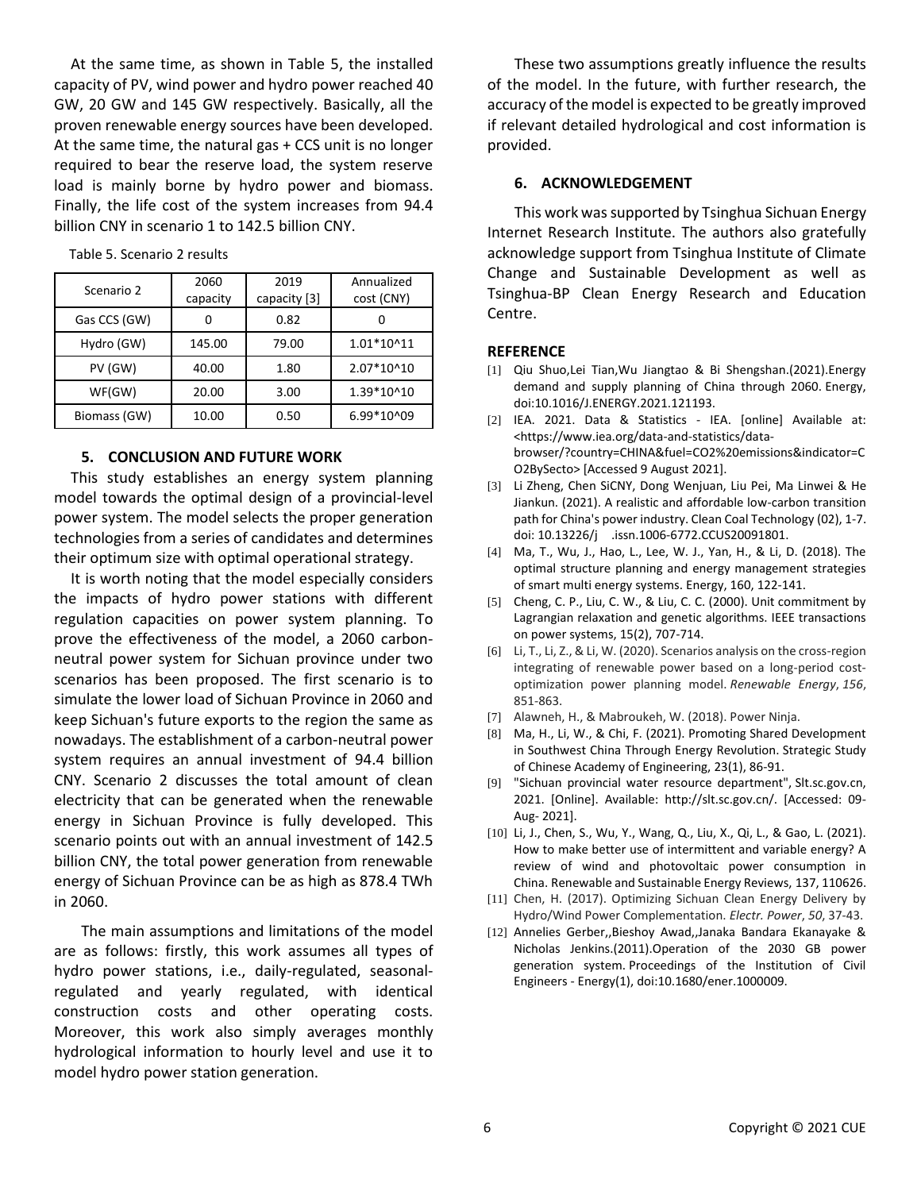At the same time, as shown in Table 5, the installed capacity of PV, wind power and hydro power reached 40 GW, 20 GW and 145 GW respectively. Basically, all the proven renewable energy sources have been developed. At the same time, the natural gas + CCS unit is no longer required to bear the reserve load, the system reserve load is mainly borne by hydro power and biomass. Finally, the life cost of the system increases from 94.4 billion CNY in scenario 1 to 142.5 billion CNY.

Table 5. Scenario 2 results

| Scenario 2 | 2060 capacity | 2019 capacity [3] | Annualized cost (CNY) |
| --- | --- | --- | --- |
| Gas CCS (GW) | 0 | 0.82 | 0 |
| Hydro (GW) | 145.00 | 79.00 | 1.01*10^11 |
| PV (GW) | 40.00 | 1.80 | 2.07*10^10 |
| WF(GW) | 20.00 | 3.00 | 1.39*10^10 |
| Biomass (GW) | 10.00 | 0.50 | 6.99*10^09 |

## 5. CONCLUSION AND FUTURE WORK

This study establishes an energy system planning model towards the optimal design of a provincial-level power system. The model selects the proper generation technologies from a series of candidates and determines their optimum size with optimal operational strategy.

It is worth noting that the model especially considers the impacts of hydro power stations with different regulation capacities on power system planning. To prove the effectiveness of the model, a 2060 carbon-neutral power system for Sichuan province under two scenarios has been proposed. The first scenario is to simulate the lower load of Sichuan Province in 2060 and keep Sichuan's future exports to the region the same as nowadays. The establishment of a carbon-neutral power system requires an annual investment of 94.4 billion CNY. Scenario 2 discusses the total amount of clean electricity that can be generated when the renewable energy in Sichuan Province is fully developed. This scenario points out with an annual investment of 142.5 billion CNY, the total power generation from renewable energy of Sichuan Province can be as high as 878.4 TWh in 2060.

The main assumptions and limitations of the model are as follows: firstly, this work assumes all types of hydro power stations, i.e., daily-regulated, seasonal-regulated and yearly regulated, with identical construction costs and other operating costs. Moreover, this work also simply averages monthly hydrological information to hourly level and use it to model hydro power station generation.

These two assumptions greatly influence the results of the model. In the future, with further research, the accuracy of the model is expected to be greatly improved if relevant detailed hydrological and cost information is provided.

## 6. ACKNOWLEDGEMENT

This work was supported by Tsinghua Sichuan Energy Internet Research Institute. The authors also gratefully acknowledge support from Tsinghua Institute of Climate Change and Sustainable Development as well as Tsinghua-BP Clean Energy Research and Education Centre.

## REFERENCE

[1] Qiu Shuo,Lei Tian,Wu Jiangtao & Bi Shengshan.(2021).Energy demand and supply planning of China through 2060. Energy, doi:10.1016/J.ENERGY.2021.121193.

[2] IEA. 2021. Data & Statistics - IEA. [online] Available at: <https://www.iea.org/data-and-statistics/data-browser/?country=CHINA&fuel=CO2%20emissions&indicator=CO2BySecto> [Accessed 9 August 2021].

[3] Li Zheng, Chen SiCNY, Dong Wenjuan, Liu Pei, Ma Linwei & He Jiankun. (2021). A realistic and affordable low-carbon transition path for China's power industry. Clean Coal Technology (02), 1-7. doi: 10.13226/j .issn.1006-6772.CCUS20091801.

[4] Ma, T., Wu, J., Hao, L., Lee, W. J., Yan, H., & Li, D. (2018). The optimal structure planning and energy management strategies of smart multi energy systems. Energy, 160, 122-141.

[5] Cheng, C. P., Liu, C. W., & Liu, C. C. (2000). Unit commitment by Lagrangian relaxation and genetic algorithms. IEEE transactions on power systems, 15(2), 707-714.

[6] Li, T., Li, Z., & Li, W. (2020). Scenarios analysis on the cross-region integrating of renewable power based on a long-period cost-optimization power planning model. *Renewable Energy*, *156*, 851-863.

[7] Alawneh, H., & Mabroukeh, W. (2018). Power Ninja.

[8] Ma, H., Li, W., & Chi, F. (2021). Promoting Shared Development in Southwest China Through Energy Revolution. Strategic Study of Chinese Academy of Engineering, 23(1), 86-91.

[9] "Sichuan provincial water resource department", Slt.sc.gov.cn, 2021. [Online]. Available: http://slt.sc.gov.cn/. [Accessed: 09-Aug- 2021].

[10] Li, J., Chen, S., Wu, Y., Wang, Q., Liu, X., Qi, L., & Gao, L. (2021). How to make better use of intermittent and variable energy? A review of wind and photovoltaic power consumption in China. Renewable and Sustainable Energy Reviews, 137, 110626.

[11] Chen, H. (2017). Optimizing Sichuan Clean Energy Delivery by Hydro/Wind Power Complementation. *Electr. Power*, *50*, 37-43.

[12] Annelies Gerber,,Bieshoy Awad,,Janaka Bandara Ekanayake & Nicholas Jenkins.(2011).Operation of the 2030 GB power generation system. Proceedings of the Institution of Civil Engineers - Energy(1), doi:10.1680/ener.1000009.